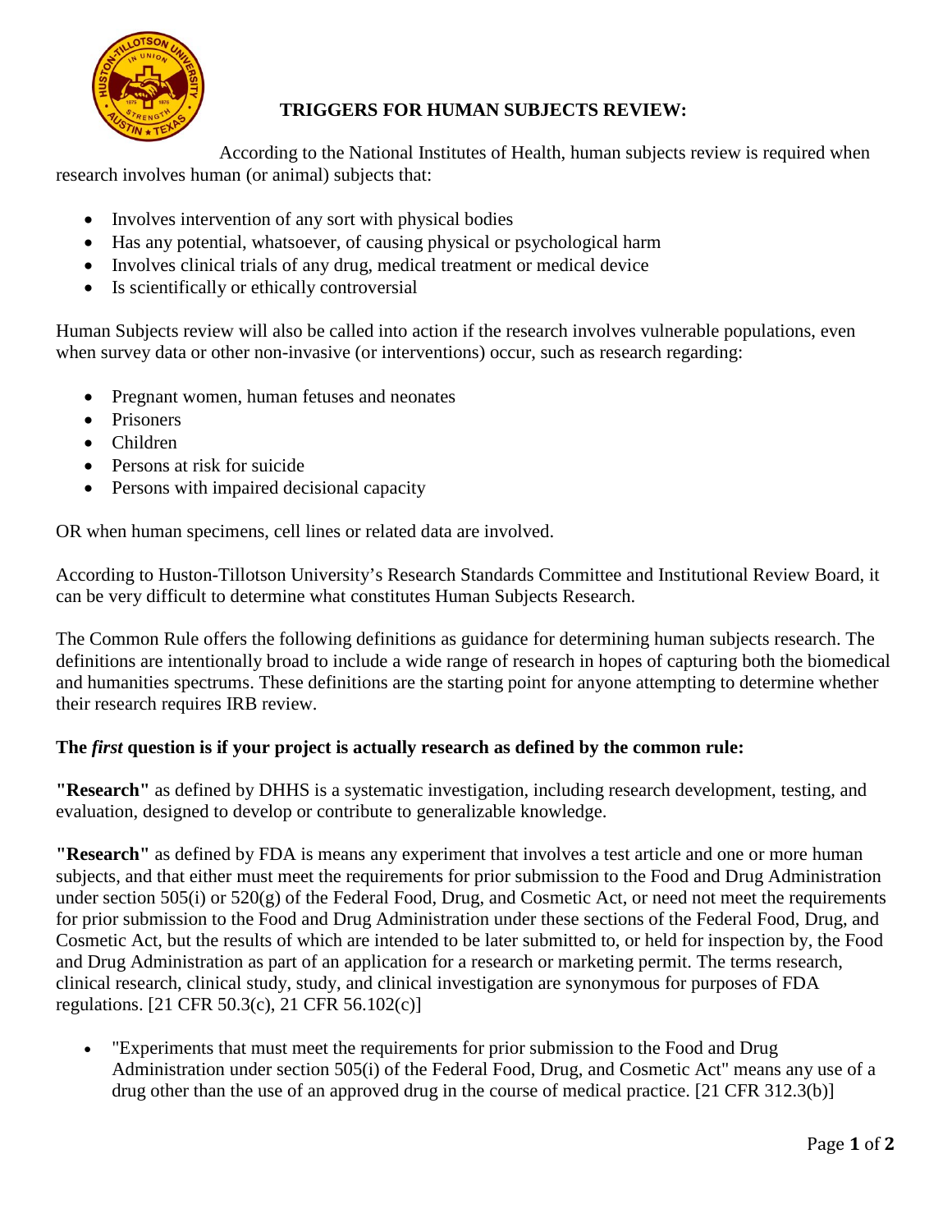# TRIGGERS FOR HUMAN SUBJECTS REVIEW:

According to the National Institutes of Health, human subjects review is required when research involves human (or animal) subjects that:

- Involves intervention of any sort with physical bodies
- Has any potential, whatsoever, of causing physical or psychological harm
- Involves clinical trials of any drug, medical treatment or medical device
- Is scientifically or ethically controversial

Human Subjects review will also be called into action if the research involves vulnerable populations, even when survey data or other non-invasive (or interventions) occur, such as research regarding:

- Pregnant women, human fetuses and neonates
- Prisoners
- Children
- Persons at risk for suicide
- Persons with impaired decisional capacity

OR when human specimens, cell lines or related data are involved.

According to Huston-Tillotson University's Research Standards Committee and Institutional Review Board, it can be very difficult to determine what constitutes Human Subjects Research.

The Common Rule offers the following definitions as guidance for determining human subjects research. The definitions are intentionally broad to include a wide range of research in hopes of capturing both the biomedical and humanities spectrums. These definitions are the starting point for anyone attempting to determine whether their research requires IRB review.

**The *first* question is if your project is actually research as defined by the common rule:**

**"Research"** as defined by DHHS is a systematic investigation, including research development, testing, and evaluation, designed to develop or contribute to generalizable knowledge.

**"Research"** as defined by FDA is means any experiment that involves a test article and one or more human subjects, and that either must meet the requirements for prior submission to the Food and Drug Administration under section 505(i) or 520(g) of the Federal Food, Drug, and Cosmetic Act, or need not meet the requirements for prior submission to the Food and Drug Administration under these sections of the Federal Food, Drug, and Cosmetic Act, but the results of which are intended to be later submitted to, or held for inspection by, the Food and Drug Administration as part of an application for a research or marketing permit. The terms research, clinical research, clinical study, study, and clinical investigation are synonymous for purposes of FDA regulations. [21 CFR 50.3(c), 21 CFR 56.102(c)]

- "Experiments that must meet the requirements for prior submission to the Food and Drug Administration under section 505(i) of the Federal Food, Drug, and Cosmetic Act" means any use of a drug other than the use of an approved drug in the course of medical practice. [21 CFR 312.3(b)]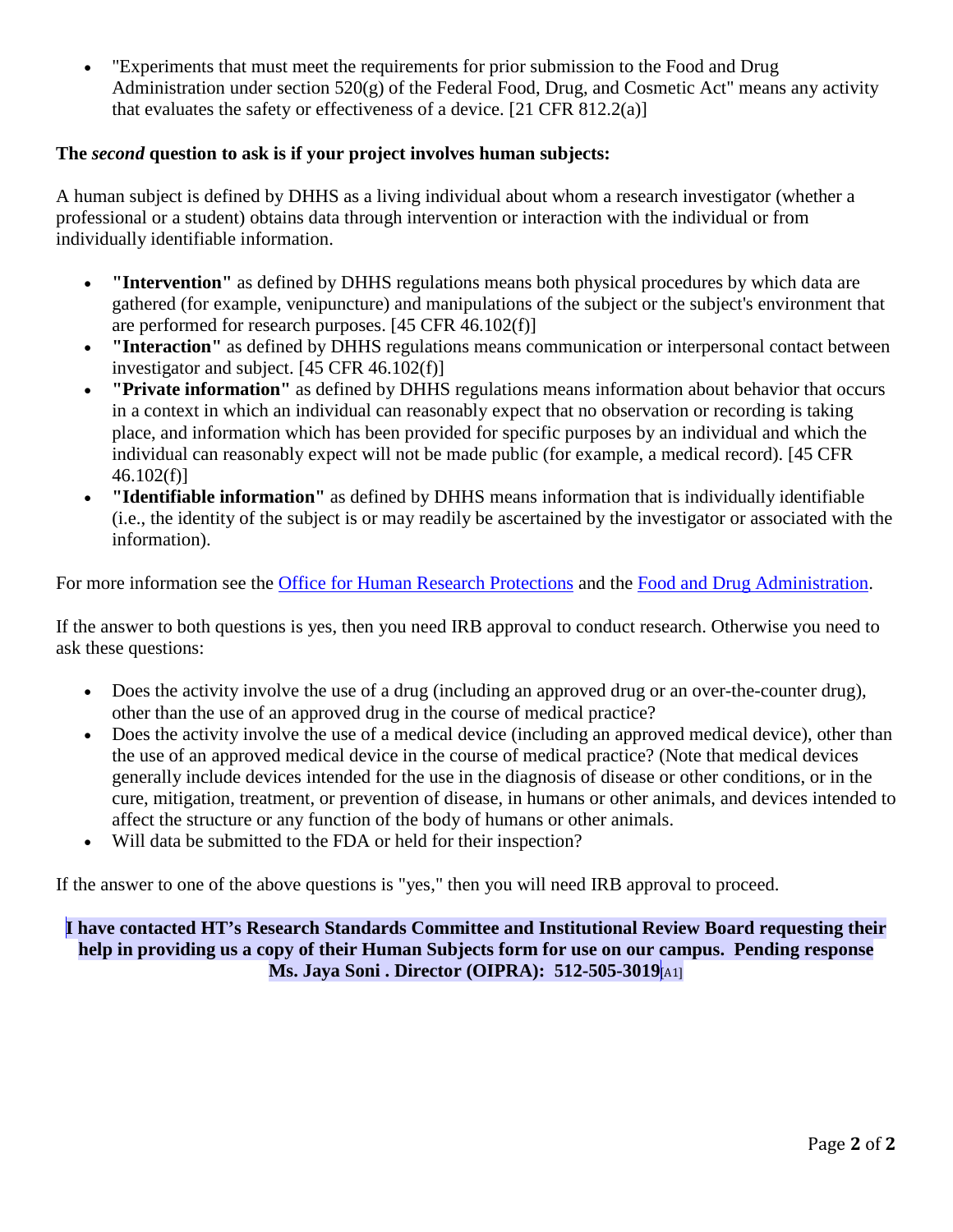- "Experiments that must meet the requirements for prior submission to the Food and Drug Administration under section 520(g) of the Federal Food, Drug, and Cosmetic Act" means any activity that evaluates the safety or effectiveness of a device. [21 CFR 812.2(a)]

**The *second* question to ask is if your project involves human subjects:**

A human subject is defined by DHHS as a living individual about whom a research investigator (whether a professional or a student) obtains data through intervention or interaction with the individual or from individually identifiable information.

- **"Intervention"** as defined by DHHS regulations means both physical procedures by which data are gathered (for example, venipuncture) and manipulations of the subject or the subject's environment that are performed for research purposes. [45 CFR 46.102(f)]
- **"Interaction"** as defined by DHHS regulations means communication or interpersonal contact between investigator and subject. [45 CFR 46.102(f)]
- **"Private information"** as defined by DHHS regulations means information about behavior that occurs in a context in which an individual can reasonably expect that no observation or recording is taking place, and information which has been provided for specific purposes by an individual and which the individual can reasonably expect will not be made public (for example, a medical record). [45 CFR 46.102(f)]
- **"Identifiable information"** as defined by DHHS means information that is individually identifiable (i.e., the identity of the subject is or may readily be ascertained by the investigator or associated with the information).

For more information see the Office for Human Research Protections and the Food and Drug Administration.

If the answer to both questions is yes, then you need IRB approval to conduct research. Otherwise you need to ask these questions:

- Does the activity involve the use of a drug (including an approved drug or an over-the-counter drug), other than the use of an approved drug in the course of medical practice?
- Does the activity involve the use of a medical device (including an approved medical device), other than the use of an approved medical device in the course of medical practice? (Note that medical devices generally include devices intended for the use in the diagnosis of disease or other conditions, or in the cure, mitigation, treatment, or prevention of disease, in humans or other animals, and devices intended to affect the structure or any function of the body of humans or other animals.
- Will data be submitted to the FDA or held for their inspection?

If the answer to one of the above questions is "yes," then you will need IRB approval to proceed.

**I have contacted HT's Research Standards Committee and Institutional Review Board requesting their help in providing us a copy of their Human Subjects form for use on our campus. Pending response Ms. Jaya Soni . Director (OIPRA): 512-505-3019**[A1]